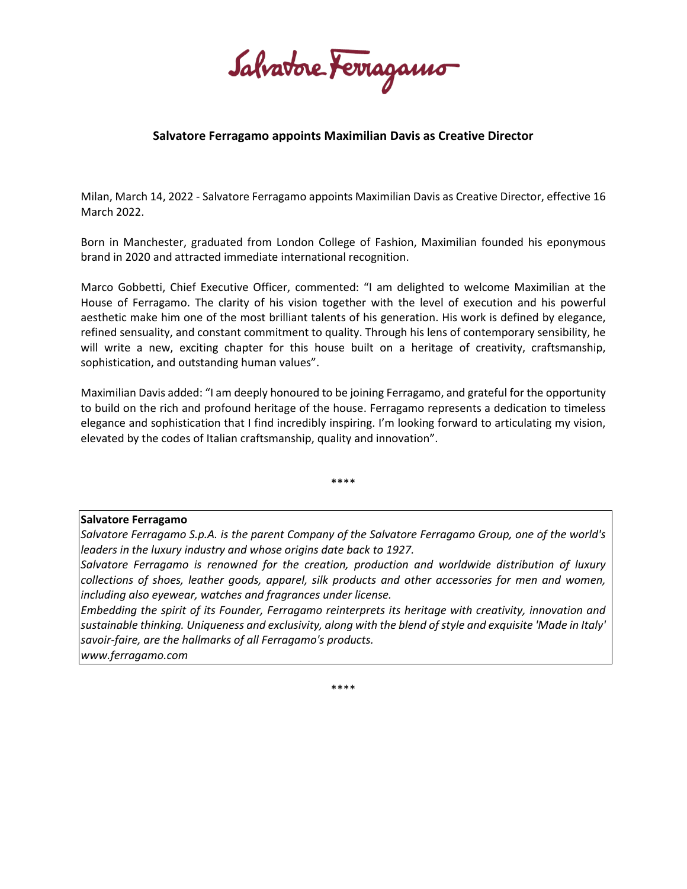Salvatore Ferragamo

# Salvatore Ferragamo appoints Maximilian Davis as Creative Director

Milan, March 14, 2022 - Salvatore Ferragamo appoints Maximilian Davis as Creative Director, effective 16 March 2022.

Born in Manchester, graduated from London College of Fashion, Maximilian founded his eponymous brand in 2020 and attracted immediate international recognition.

Marco Gobbetti, Chief Executive Officer, commented: "I am delighted to welcome Maximilian at the House of Ferragamo. The clarity of his vision together with the level of execution and his powerful aesthetic make him one of the most brilliant talents of his generation. His work is defined by elegance, refined sensuality, and constant commitment to quality. Through his lens of contemporary sensibility, he will write a new, exciting chapter for this house built on a heritage of creativity, craftsmanship, sophistication, and outstanding human values".

Maximilian Davis added: "I am deeply honoured to be joining Ferragamo, and grateful for the opportunity to build on the rich and profound heritage of the house. Ferragamo represents a dedication to timeless elegance and sophistication that I find incredibly inspiring. I'm looking forward to articulating my vision, elevated by the codes of Italian craftsmanship, quality and innovation".

\*\*\*\*

**Salvatore Ferragamo**

*Salvatore Ferragamo S.p.A. is the parent Company of the Salvatore Ferragamo Group, one of the world's leaders in the luxury industry and whose origins date back to 1927.*

*Salvatore Ferragamo is renowned for the creation, production and worldwide distribution of luxury collections of shoes, leather goods, apparel, silk products and other accessories for men and women, including also eyewear, watches and fragrances under license.*

*Embedding the spirit of its Founder, Ferragamo reinterprets its heritage with creativity, innovation and sustainable thinking. Uniqueness and exclusivity, along with the blend of style and exquisite 'Made in Italy' savoir-faire, are the hallmarks of all Ferragamo's products.*

*www.ferragamo.com*

\*\*\*\*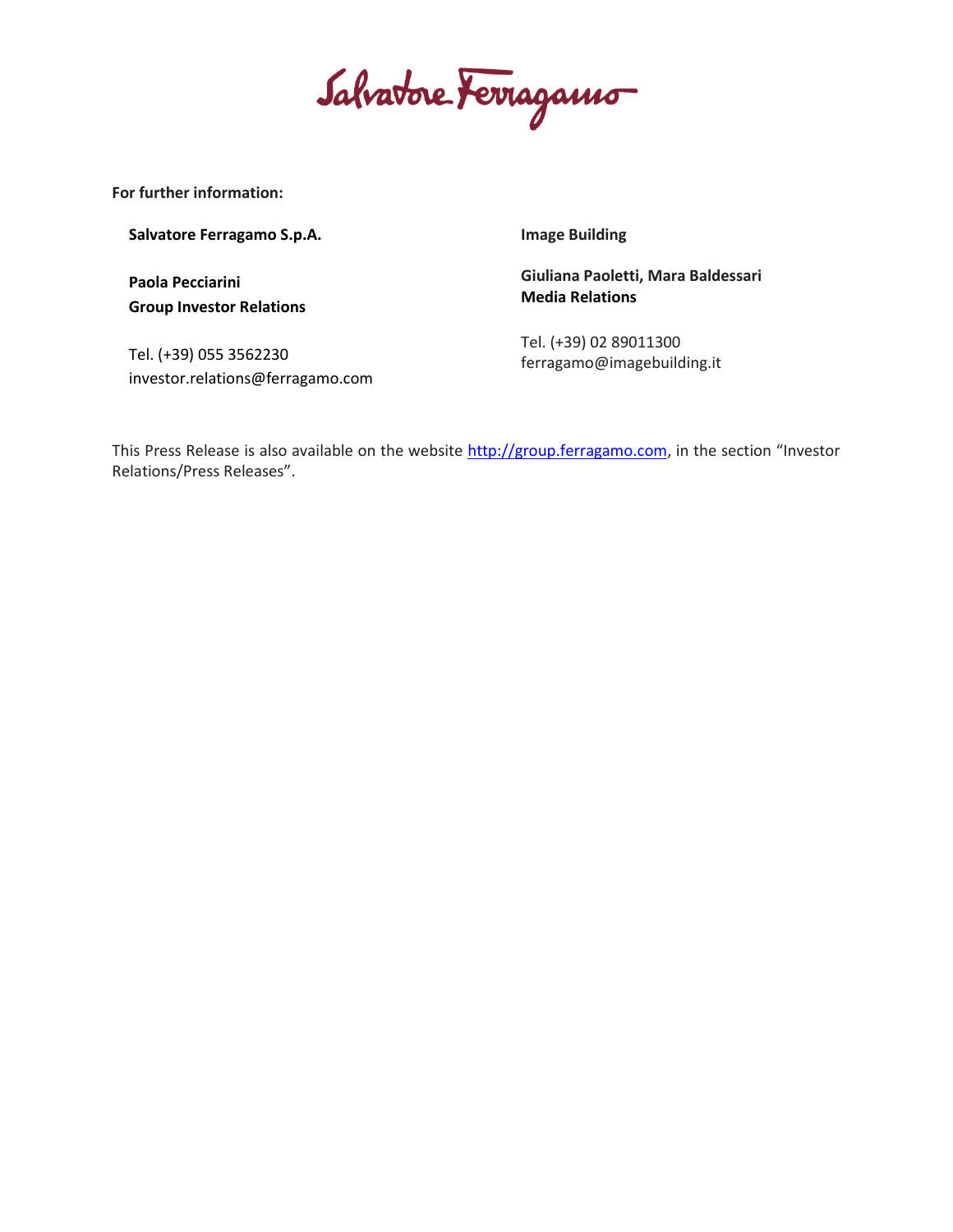**For further information:**

**Salvatore Ferragamo S.p.A.**

**Paola Pecciarini**
**Group Investor Relations**

Tel. (+39) 055 3562230
investor.relations@ferragamo.com

**Image Building**

**Giuliana Paoletti, Mara Baldessari**
**Media Relations**

Tel. (+39) 02 89011300
ferragamo@imagebuilding.it

This Press Release is also available on the website http://group.ferragamo.com, in the section "Investor Relations/Press Releases".